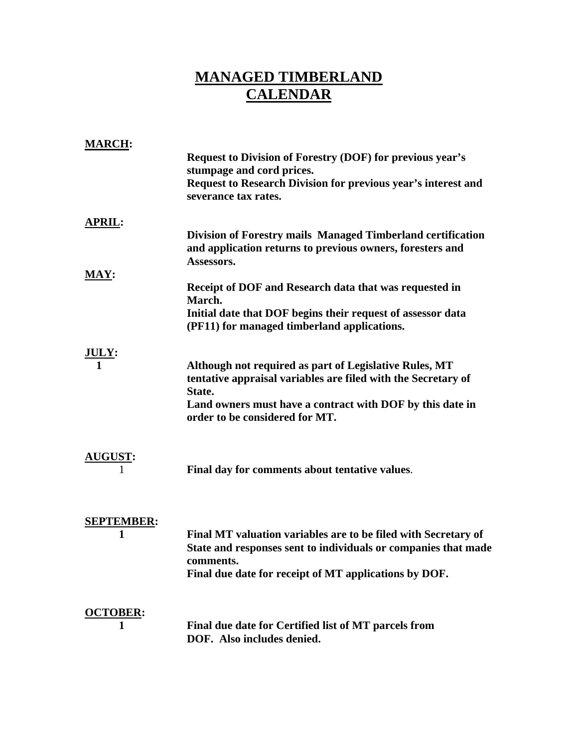# MANAGED TIMBERLAND CALENDAR

**MARCH:**

**Request to Division of Forestry (DOF) for previous year's stumpage and cord prices.**
**Request to Research Division for previous year's interest and severance tax rates.**

**APRIL:**

**Division of Forestry mails Managed Timberland certification and application returns to previous owners, foresters and Assessors.**

**MAY:**

**Receipt of DOF and Research data that was requested in March.**
**Initial date that DOF begins their request of assessor data (PF11) for managed timberland applications.**

**JULY:**

**1** — **Although not required as part of Legislative Rules, MT tentative appraisal variables are filed with the Secretary of State.**
**Land owners must have a contract with DOF by this date in order to be considered for MT.**

**AUGUST:**

1 — **Final day for comments about tentative values**.

**SEPTEMBER:**

**1** — **Final MT valuation variables are to be filed with Secretary of State and responses sent to individuals or companies that made comments.**
**Final due date for receipt of MT applications by DOF.**

**OCTOBER:**

**1** — **Final due date for Certified list of MT parcels from DOF. Also includes denied.**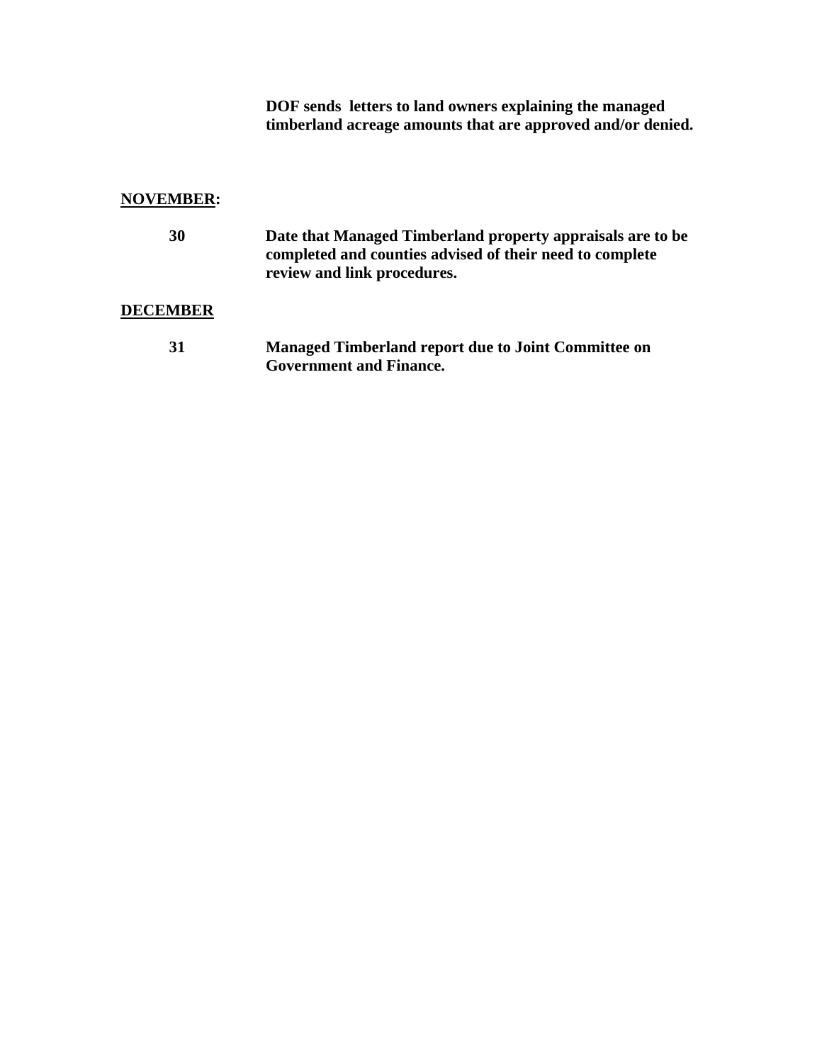**DOF sends letters to land owners explaining the managed timberland acreage amounts that are approved and/or denied.**

**NOVEMBER:**

**30** **Date that Managed Timberland property appraisals are to be completed and counties advised of their need to complete review and link procedures.**

**DECEMBER**

**31** **Managed Timberland report due to Joint Committee on Government and Finance.**